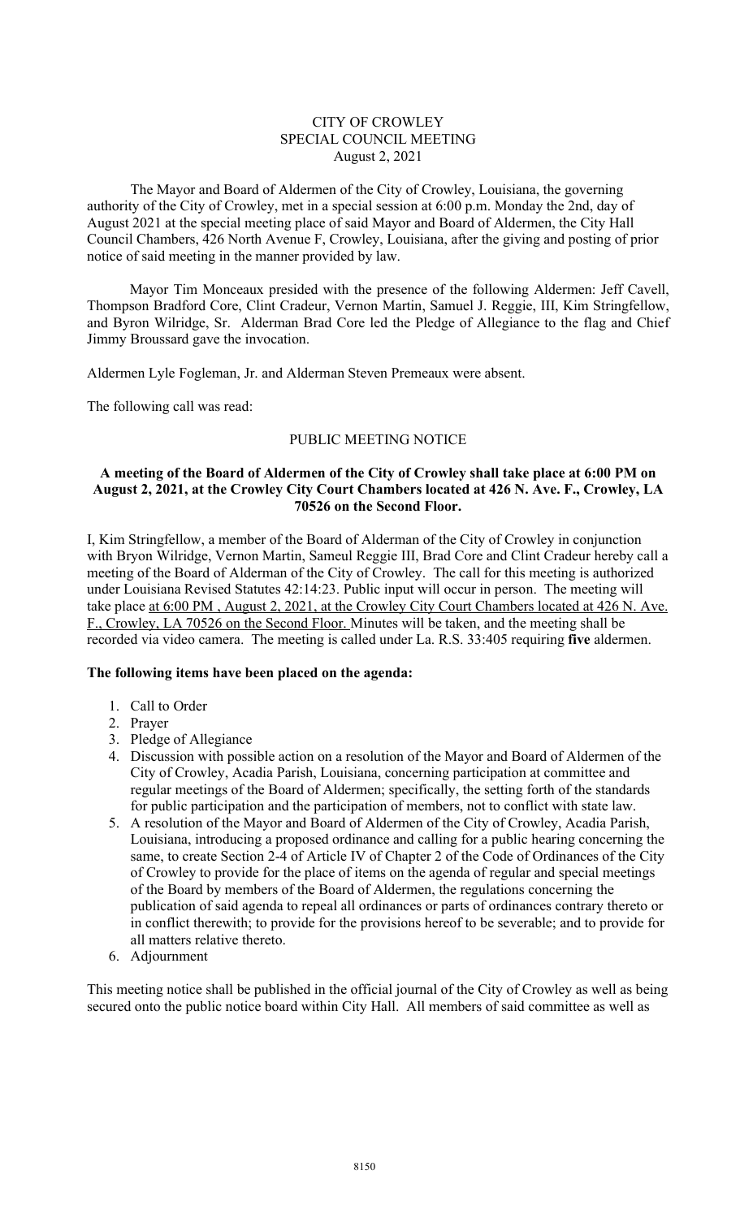# CITY OF CROWLEY
## SPECIAL COUNCIL MEETING
### August 2, 2021

The Mayor and Board of Aldermen of the City of Crowley, Louisiana, the governing authority of the City of Crowley, met in a special session at 6:00 p.m. Monday the 2nd, day of August 2021 at the special meeting place of said Mayor and Board of Aldermen, the City Hall Council Chambers, 426 North Avenue F, Crowley, Louisiana, after the giving and posting of prior notice of said meeting in the manner provided by law.

Mayor Tim Monceaux presided with the presence of the following Aldermen: Jeff Cavell, Thompson Bradford Core, Clint Cradeur, Vernon Martin, Samuel J. Reggie, III, Kim Stringfellow, and Byron Wilridge, Sr. Alderman Brad Core led the Pledge of Allegiance to the flag and Chief Jimmy Broussard gave the invocation.

Aldermen Lyle Fogleman, Jr. and Alderman Steven Premeaux were absent.

The following call was read:

## PUBLIC MEETING NOTICE

**A meeting of the Board of Aldermen of the City of Crowley shall take place at 6:00 PM on August 2, 2021, at the Crowley City Court Chambers located at 426 N. Ave. F., Crowley, LA 70526 on the Second Floor.**

I, Kim Stringfellow, a member of the Board of Alderman of the City of Crowley in conjunction with Bryon Wilridge, Vernon Martin, Sameul Reggie III, Brad Core and Clint Cradeur hereby call a meeting of the Board of Alderman of the City of Crowley. The call for this meeting is authorized under Louisiana Revised Statutes 42:14:23. Public input will occur in person. The meeting will take place at 6:00 PM , August 2, 2021, at the Crowley City Court Chambers located at 426 N. Ave. F., Crowley, LA 70526 on the Second Floor. Minutes will be taken, and the meeting shall be recorded via video camera. The meeting is called under La. R.S. 33:405 requiring **five** aldermen.

**The following items have been placed on the agenda:**

1. Call to Order
2. Prayer
3. Pledge of Allegiance
4. Discussion with possible action on a resolution of the Mayor and Board of Aldermen of the City of Crowley, Acadia Parish, Louisiana, concerning participation at committee and regular meetings of the Board of Aldermen; specifically, the setting forth of the standards for public participation and the participation of members, not to conflict with state law.
5. A resolution of the Mayor and Board of Aldermen of the City of Crowley, Acadia Parish, Louisiana, introducing a proposed ordinance and calling for a public hearing concerning the same, to create Section 2-4 of Article IV of Chapter 2 of the Code of Ordinances of the City of Crowley to provide for the place of items on the agenda of regular and special meetings of the Board by members of the Board of Aldermen, the regulations concerning the publication of said agenda to repeal all ordinances or parts of ordinances contrary thereto or in conflict therewith; to provide for the provisions hereof to be severable; and to provide for all matters relative thereto.
6. Adjournment

This meeting notice shall be published in the official journal of the City of Crowley as well as being secured onto the public notice board within City Hall. All members of said committee as well as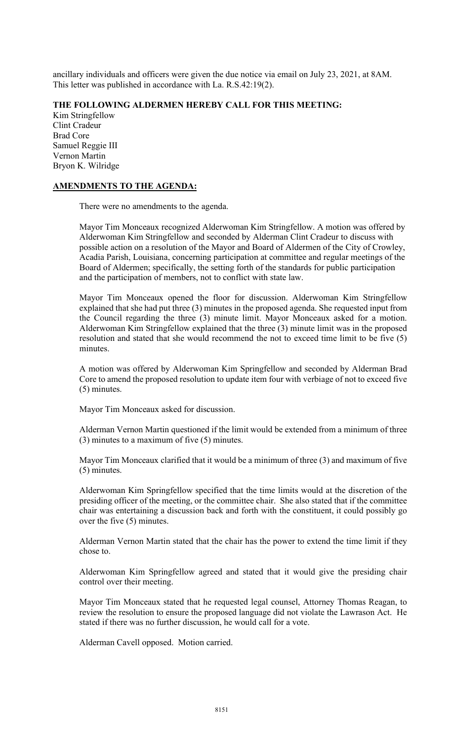ancillary individuals and officers were given the due notice via email on July 23, 2021, at 8AM. This letter was published in accordance with La. R.S.42:19(2).

**THE FOLLOWING ALDERMEN HEREBY CALL FOR THIS MEETING:**

Kim Stringfellow
Clint Cradeur
Brad Core
Samuel Reggie III
Vernon Martin
Bryon K. Wilridge

**AMENDMENTS TO THE AGENDA:**

There were no amendments to the agenda.

Mayor Tim Monceaux recognized Alderwoman Kim Stringfellow. A motion was offered by Alderwoman Kim Stringfellow and seconded by Alderman Clint Cradeur to discuss with possible action on a resolution of the Mayor and Board of Aldermen of the City of Crowley, Acadia Parish, Louisiana, concerning participation at committee and regular meetings of the Board of Aldermen; specifically, the setting forth of the standards for public participation and the participation of members, not to conflict with state law.

Mayor Tim Monceaux opened the floor for discussion. Alderwoman Kim Stringfellow explained that she had put three (3) minutes in the proposed agenda. She requested input from the Council regarding the three (3) minute limit. Mayor Monceaux asked for a motion. Alderwoman Kim Stringfellow explained that the three (3) minute limit was in the proposed resolution and stated that she would recommend the not to exceed time limit to be five (5) minutes.

A motion was offered by Alderwoman Kim Springfellow and seconded by Alderman Brad Core to amend the proposed resolution to update item four with verbiage of not to exceed five (5) minutes.

Mayor Tim Monceaux asked for discussion.

Alderman Vernon Martin questioned if the limit would be extended from a minimum of three (3) minutes to a maximum of five (5) minutes.

Mayor Tim Monceaux clarified that it would be a minimum of three (3) and maximum of five (5) minutes.

Alderwoman Kim Springfellow specified that the time limits would at the discretion of the presiding officer of the meeting, or the committee chair. She also stated that if the committee chair was entertaining a discussion back and forth with the constituent, it could possibly go over the five (5) minutes.

Alderman Vernon Martin stated that the chair has the power to extend the time limit if they chose to.

Alderwoman Kim Springfellow agreed and stated that it would give the presiding chair control over their meeting.

Mayor Tim Monceaux stated that he requested legal counsel, Attorney Thomas Reagan, to review the resolution to ensure the proposed language did not violate the Lawrason Act. He stated if there was no further discussion, he would call for a vote.

Alderman Cavell opposed. Motion carried.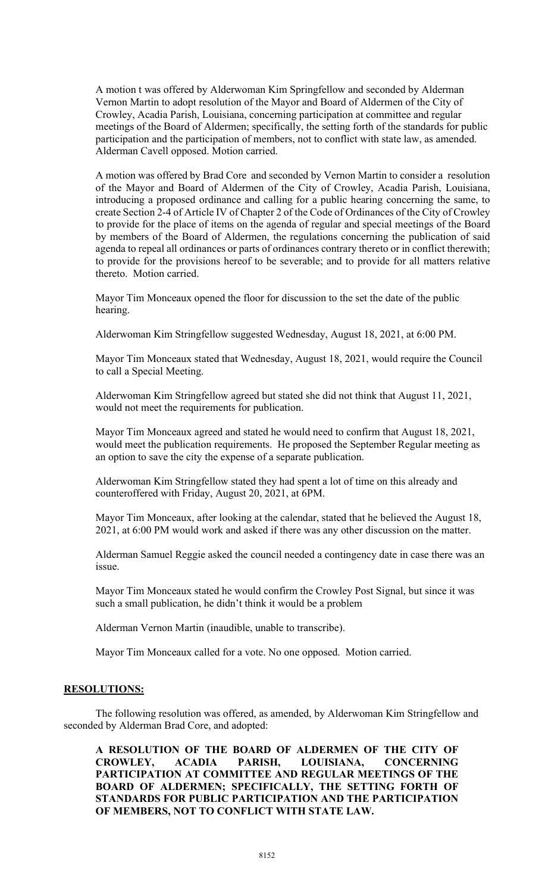A motion t was offered by Alderwoman Kim Springfellow and seconded by Alderman Vernon Martin to adopt resolution of the Mayor and Board of Aldermen of the City of Crowley, Acadia Parish, Louisiana, concerning participation at committee and regular meetings of the Board of Aldermen; specifically, the setting forth of the standards for public participation and the participation of members, not to conflict with state law, as amended. Alderman Cavell opposed. Motion carried.

A motion was offered by Brad Core and seconded by Vernon Martin to consider a resolution of the Mayor and Board of Aldermen of the City of Crowley, Acadia Parish, Louisiana, introducing a proposed ordinance and calling for a public hearing concerning the same, to create Section 2-4 of Article IV of Chapter 2 of the Code of Ordinances of the City of Crowley to provide for the place of items on the agenda of regular and special meetings of the Board by members of the Board of Aldermen, the regulations concerning the publication of said agenda to repeal all ordinances or parts of ordinances contrary thereto or in conflict therewith; to provide for the provisions hereof to be severable; and to provide for all matters relative thereto. Motion carried.

Mayor Tim Monceaux opened the floor for discussion to the set the date of the public hearing.

Alderwoman Kim Stringfellow suggested Wednesday, August 18, 2021, at 6:00 PM.

Mayor Tim Monceaux stated that Wednesday, August 18, 2021, would require the Council to call a Special Meeting.

Alderwoman Kim Stringfellow agreed but stated she did not think that August 11, 2021, would not meet the requirements for publication.

Mayor Tim Monceaux agreed and stated he would need to confirm that August 18, 2021, would meet the publication requirements. He proposed the September Regular meeting as an option to save the city the expense of a separate publication.

Alderwoman Kim Stringfellow stated they had spent a lot of time on this already and counteroffered with Friday, August 20, 2021, at 6PM.

Mayor Tim Monceaux, after looking at the calendar, stated that he believed the August 18, 2021, at 6:00 PM would work and asked if there was any other discussion on the matter.

Alderman Samuel Reggie asked the council needed a contingency date in case there was an issue.

Mayor Tim Monceaux stated he would confirm the Crowley Post Signal, but since it was such a small publication, he didn't think it would be a problem

Alderman Vernon Martin (inaudible, unable to transcribe).

Mayor Tim Monceaux called for a vote. No one opposed. Motion carried.

## RESOLUTIONS:

The following resolution was offered, as amended, by Alderwoman Kim Stringfellow and seconded by Alderman Brad Core, and adopted:

**A RESOLUTION OF THE BOARD OF ALDERMEN OF THE CITY OF CROWLEY, ACADIA PARISH, LOUISIANA, CONCERNING PARTICIPATION AT COMMITTEE AND REGULAR MEETINGS OF THE BOARD OF ALDERMEN; SPECIFICALLY, THE SETTING FORTH OF STANDARDS FOR PUBLIC PARTICIPATION AND THE PARTICIPATION OF MEMBERS, NOT TO CONFLICT WITH STATE LAW.**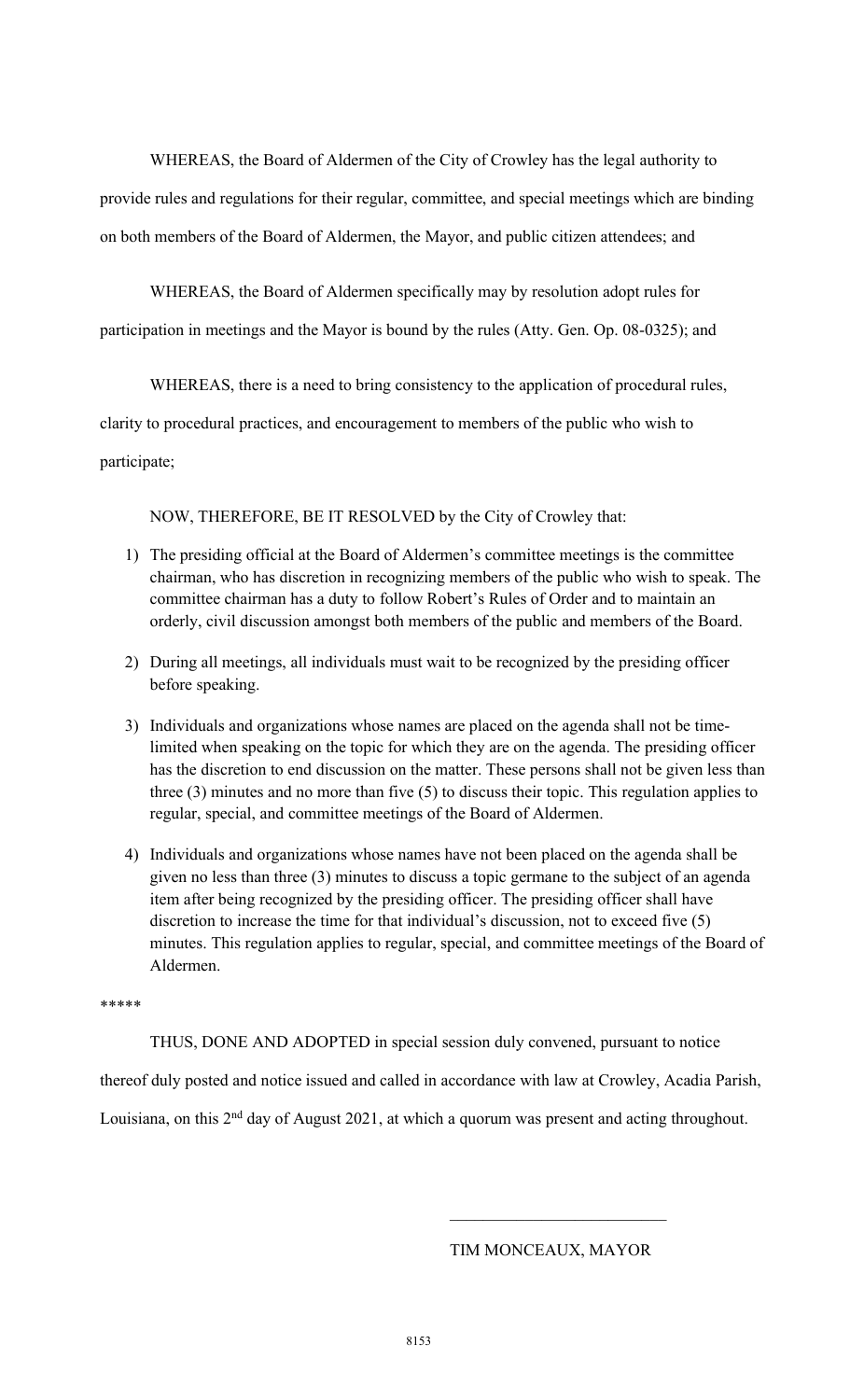WHEREAS, the Board of Aldermen of the City of Crowley has the legal authority to provide rules and regulations for their regular, committee, and special meetings which are binding on both members of the Board of Aldermen, the Mayor, and public citizen attendees; and

WHEREAS, the Board of Aldermen specifically may by resolution adopt rules for participation in meetings and the Mayor is bound by the rules (Atty. Gen. Op. 08-0325); and

WHEREAS, there is a need to bring consistency to the application of procedural rules, clarity to procedural practices, and encouragement to members of the public who wish to participate;

NOW, THEREFORE, BE IT RESOLVED by the City of Crowley that:

1) The presiding official at the Board of Aldermen's committee meetings is the committee chairman, who has discretion in recognizing members of the public who wish to speak. The committee chairman has a duty to follow Robert's Rules of Order and to maintain an orderly, civil discussion amongst both members of the public and members of the Board.

2) During all meetings, all individuals must wait to be recognized by the presiding officer before speaking.

3) Individuals and organizations whose names are placed on the agenda shall not be time-limited when speaking on the topic for which they are on the agenda. The presiding officer has the discretion to end discussion on the matter. These persons shall not be given less than three (3) minutes and no more than five (5) to discuss their topic. This regulation applies to regular, special, and committee meetings of the Board of Aldermen.

4) Individuals and organizations whose names have not been placed on the agenda shall be given no less than three (3) minutes to discuss a topic germane to the subject of an agenda item after being recognized by the presiding officer. The presiding officer shall have discretion to increase the time for that individual's discussion, not to exceed five (5) minutes. This regulation applies to regular, special, and committee meetings of the Board of Aldermen.

*****

THUS, DONE AND ADOPTED in special session duly convened, pursuant to notice thereof duly posted and notice issued and called in accordance with law at Crowley, Acadia Parish, Louisiana, on this 2nd day of August 2021, at which a quorum was present and acting throughout.

\_\_\_\_\_\_\_\_\_\_\_\_\_\_\_\_\_\_\_\_\_\_\_\_\_\_

TIM MONCEAUX, MAYOR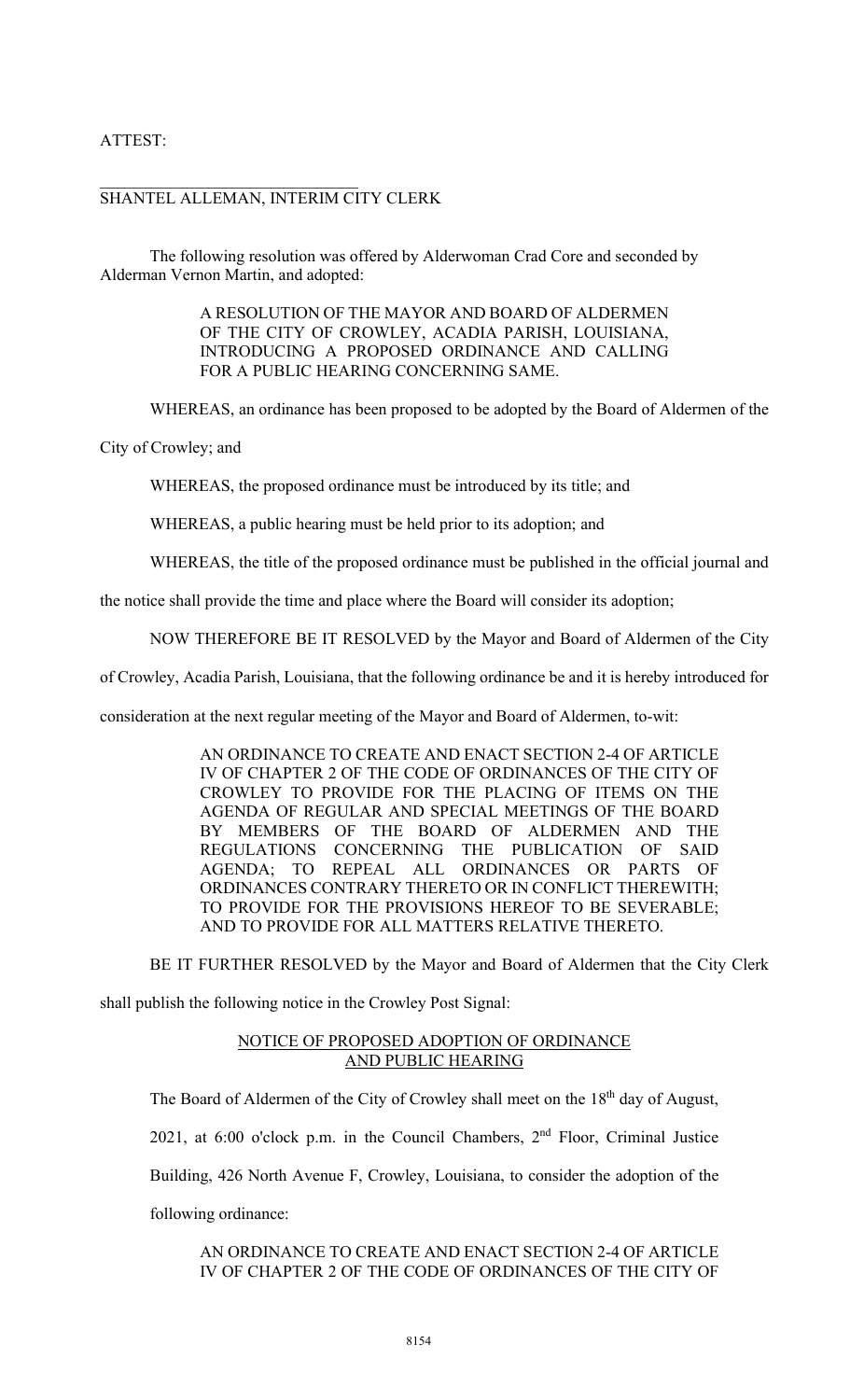ATTEST:

\_\_\_\_\_\_\_\_\_\_\_\_\_\_\_\_\_\_\_\_\_\_\_\_\_\_\_\_\_\_

SHANTEL ALLEMAN, INTERIM CITY CLERK

The following resolution was offered by Alderwoman Crad Core and seconded by Alderman Vernon Martin, and adopted:

> A RESOLUTION OF THE MAYOR AND BOARD OF ALDERMEN OF THE CITY OF CROWLEY, ACADIA PARISH, LOUISIANA, INTRODUCING A PROPOSED ORDINANCE AND CALLING FOR A PUBLIC HEARING CONCERNING SAME.

WHEREAS, an ordinance has been proposed to be adopted by the Board of Aldermen of the City of Crowley; and

WHEREAS, the proposed ordinance must be introduced by its title; and

WHEREAS, a public hearing must be held prior to its adoption; and

WHEREAS, the title of the proposed ordinance must be published in the official journal and the notice shall provide the time and place where the Board will consider its adoption;

NOW THEREFORE BE IT RESOLVED by the Mayor and Board of Aldermen of the City of Crowley, Acadia Parish, Louisiana, that the following ordinance be and it is hereby introduced for consideration at the next regular meeting of the Mayor and Board of Aldermen, to-wit:

> AN ORDINANCE TO CREATE AND ENACT SECTION 2-4 OF ARTICLE IV OF CHAPTER 2 OF THE CODE OF ORDINANCES OF THE CITY OF CROWLEY TO PROVIDE FOR THE PLACING OF ITEMS ON THE AGENDA OF REGULAR AND SPECIAL MEETINGS OF THE BOARD BY MEMBERS OF THE BOARD OF ALDERMEN AND THE REGULATIONS CONCERNING THE PUBLICATION OF SAID AGENDA; TO REPEAL ALL ORDINANCES OR PARTS OF ORDINANCES CONTRARY THERETO OR IN CONFLICT THEREWITH; TO PROVIDE FOR THE PROVISIONS HEREOF TO BE SEVERABLE; AND TO PROVIDE FOR ALL MATTERS RELATIVE THERETO.

BE IT FURTHER RESOLVED by the Mayor and Board of Aldermen that the City Clerk shall publish the following notice in the Crowley Post Signal:

NOTICE OF PROPOSED ADOPTION OF ORDINANCE AND PUBLIC HEARING

The Board of Aldermen of the City of Crowley shall meet on the 18th day of August, 2021, at 6:00 o'clock p.m. in the Council Chambers, 2nd Floor, Criminal Justice Building, 426 North Avenue F, Crowley, Louisiana, to consider the adoption of the following ordinance:

> AN ORDINANCE TO CREATE AND ENACT SECTION 2-4 OF ARTICLE IV OF CHAPTER 2 OF THE CODE OF ORDINANCES OF THE CITY OF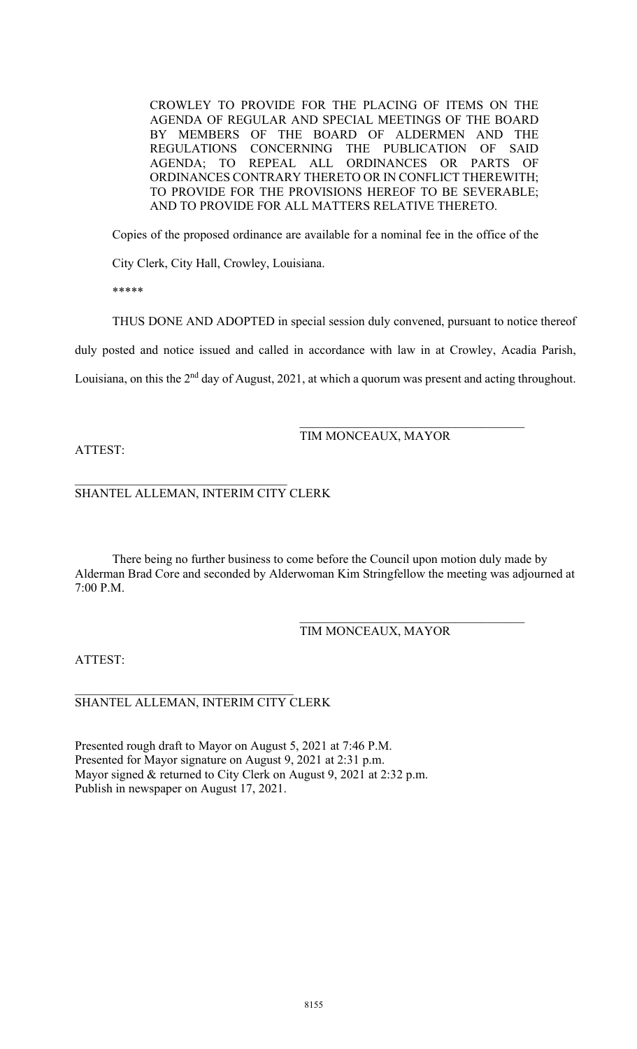CROWLEY TO PROVIDE FOR THE PLACING OF ITEMS ON THE AGENDA OF REGULAR AND SPECIAL MEETINGS OF THE BOARD BY MEMBERS OF THE BOARD OF ALDERMEN AND THE REGULATIONS CONCERNING THE PUBLICATION OF SAID AGENDA; TO REPEAL ALL ORDINANCES OR PARTS OF ORDINANCES CONTRARY THERETO OR IN CONFLICT THEREWITH; TO PROVIDE FOR THE PROVISIONS HEREOF TO BE SEVERABLE; AND TO PROVIDE FOR ALL MATTERS RELATIVE THERETO.

Copies of the proposed ordinance are available for a nominal fee in the office of the City Clerk, City Hall, Crowley, Louisiana.

*****

THUS DONE AND ADOPTED in special session duly convened, pursuant to notice thereof duly posted and notice issued and called in accordance with law in at Crowley, Acadia Parish, Louisiana, on this the 2nd day of August, 2021, at which a quorum was present and acting throughout.

\_\_\_\_\_\_\_\_\_\_\_\_\_\_\_\_\_\_\_\_\_\_\_\_\_\_\_\_\_\_\_\_\_\_
TIM MONCEAUX, MAYOR

ATTEST:

\_\_\_\_\_\_\_\_\_\_\_\_\_\_\_\_\_\_\_\_\_\_\_\_\_\_\_\_\_\_\_\_\_\_
SHANTEL ALLEMAN, INTERIM CITY CLERK

There being no further business to come before the Council upon motion duly made by Alderman Brad Core and seconded by Alderwoman Kim Stringfellow the meeting was adjourned at 7:00 P.M.

\_\_\_\_\_\_\_\_\_\_\_\_\_\_\_\_\_\_\_\_\_\_\_\_\_\_\_\_\_\_\_\_\_\_
TIM MONCEAUX, MAYOR

ATTEST:

\_\_\_\_\_\_\_\_\_\_\_\_\_\_\_\_\_\_\_\_\_\_\_\_\_\_\_\_\_\_\_\_\_\_
SHANTEL ALLEMAN, INTERIM CITY CLERK

Presented rough draft to Mayor on August 5, 2021 at 7:46 P.M.
Presented for Mayor signature on August 9, 2021 at 2:31 p.m.
Mayor signed & returned to City Clerk on August 9, 2021 at 2:32 p.m.
Publish in newspaper on August 17, 2021.